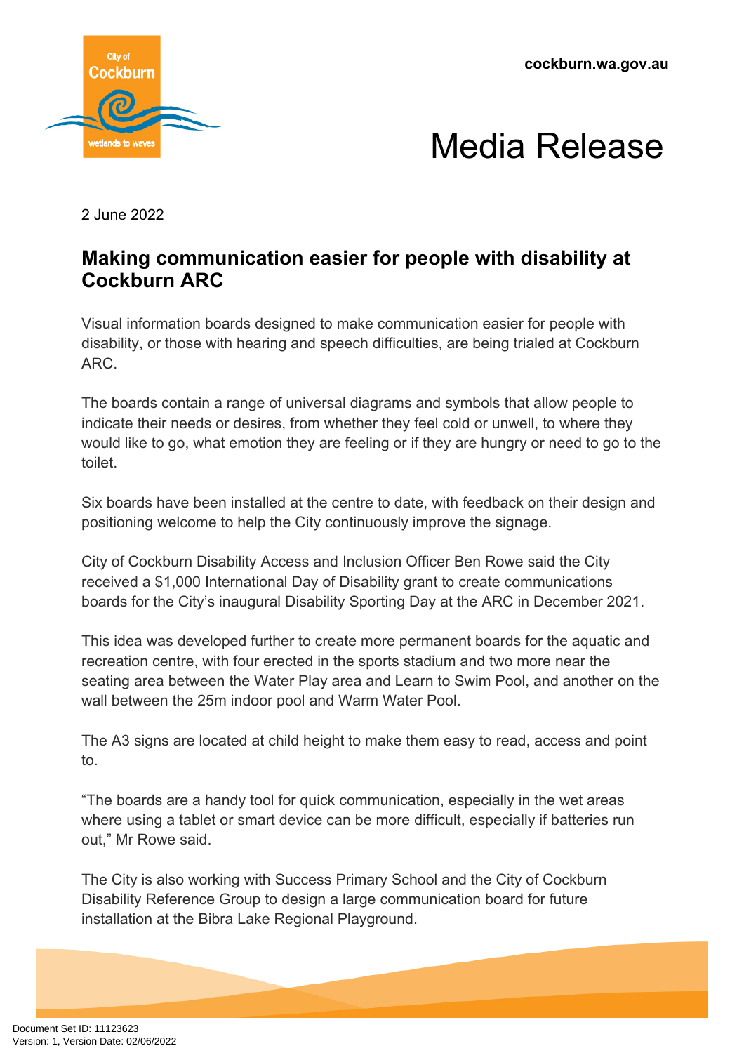cockburn.wa.gov.au

# Media Release

2 June 2022

## Making communication easier for people with disability at Cockburn ARC

Visual information boards designed to make communication easier for people with disability, or those with hearing and speech difficulties, are being trialed at Cockburn ARC.

The boards contain a range of universal diagrams and symbols that allow people to indicate their needs or desires, from whether they feel cold or unwell, to where they would like to go, what emotion they are feeling or if they are hungry or need to go to the toilet.

Six boards have been installed at the centre to date, with feedback on their design and positioning welcome to help the City continuously improve the signage.

City of Cockburn Disability Access and Inclusion Officer Ben Rowe said the City received a $1,000 International Day of Disability grant to create communications boards for the City's inaugural Disability Sporting Day at the ARC in December 2021.

This idea was developed further to create more permanent boards for the aquatic and recreation centre, with four erected in the sports stadium and two more near the seating area between the Water Play area and Learn to Swim Pool, and another on the wall between the 25m indoor pool and Warm Water Pool.

The A3 signs are located at child height to make them easy to read, access and point to.

"The boards are a handy tool for quick communication, especially in the wet areas where using a tablet or smart device can be more difficult, especially if batteries run out," Mr Rowe said.

The City is also working with Success Primary School and the City of Cockburn Disability Reference Group to design a large communication board for future installation at the Bibra Lake Regional Playground.

Document Set ID: 11123623
Version: 1, Version Date: 02/06/2022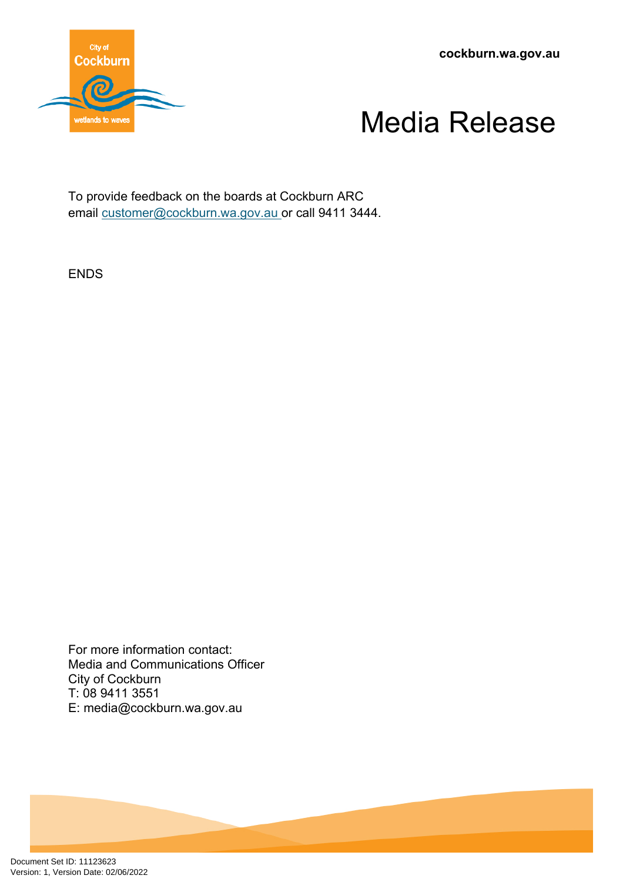To provide feedback on the boards at Cockburn ARC email customer@cockburn.wa.gov.au or call 9411 3444.

ENDS

For more information contact:
Media and Communications Officer
City of Cockburn
T: 08 9411 3551
E: media@cockburn.wa.gov.au